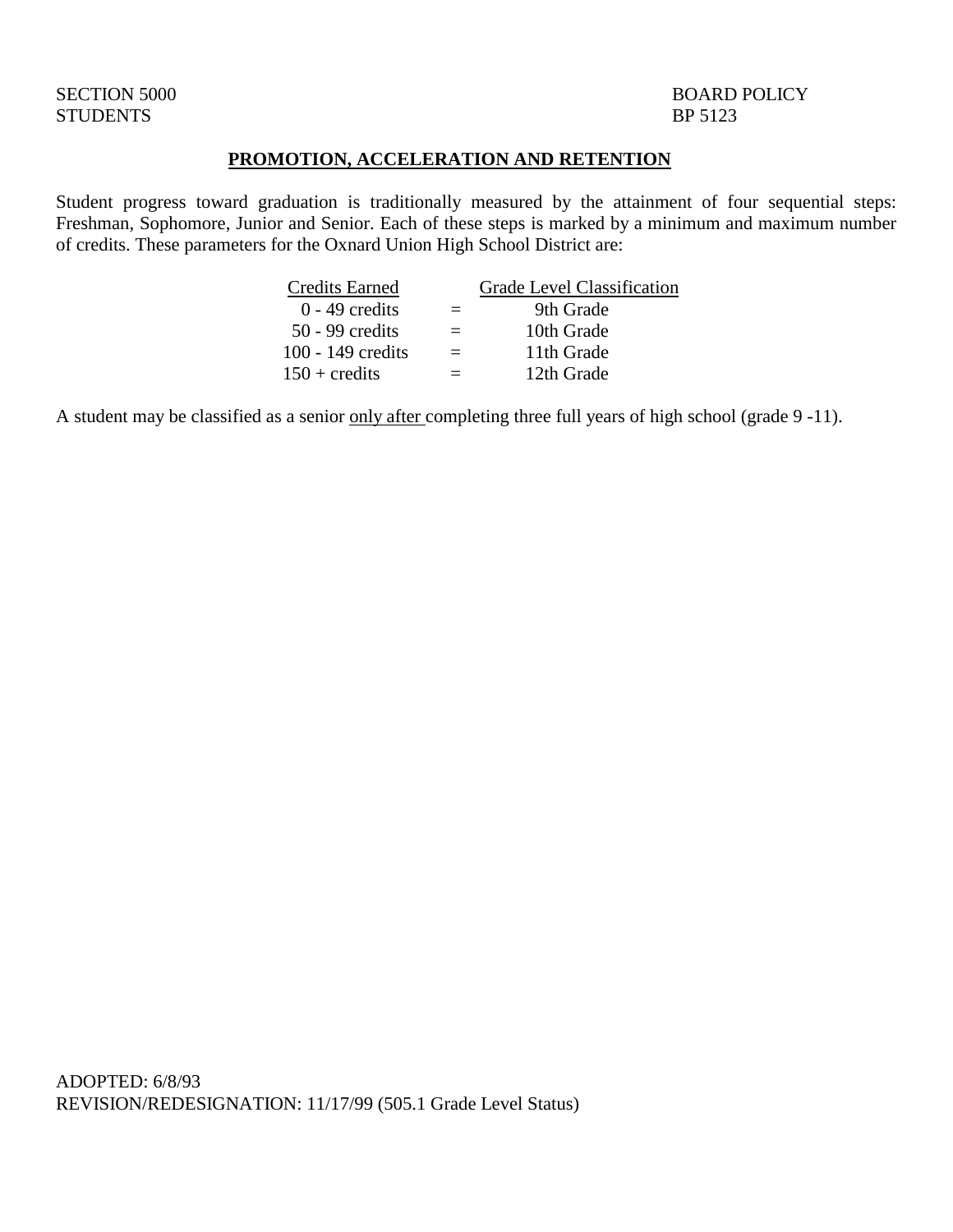SECTION 5000
STUDENTS

BOARD POLICY
BP 5123

# PROMOTION, ACCELERATION AND RETENTION

Student progress toward graduation is traditionally measured by the attainment of four sequential steps: Freshman, Sophomore, Junior and Senior. Each of these steps is marked by a minimum and maximum number of credits. These parameters for the Oxnard Union High School District are:

| Credits Earned | | Grade Level Classification |
|---|---|---|
| 0 - 49 credits | = | 9th Grade |
| 50 - 99 credits | = | 10th Grade |
| 100 - 149 credits | = | 11th Grade |
| 150 + credits | = | 12th Grade |

A student may be classified as a senior only after completing three full years of high school (grade 9 -11).

ADOPTED: 6/8/93
REVISION/REDESIGNATION: 11/17/99 (505.1 Grade Level Status)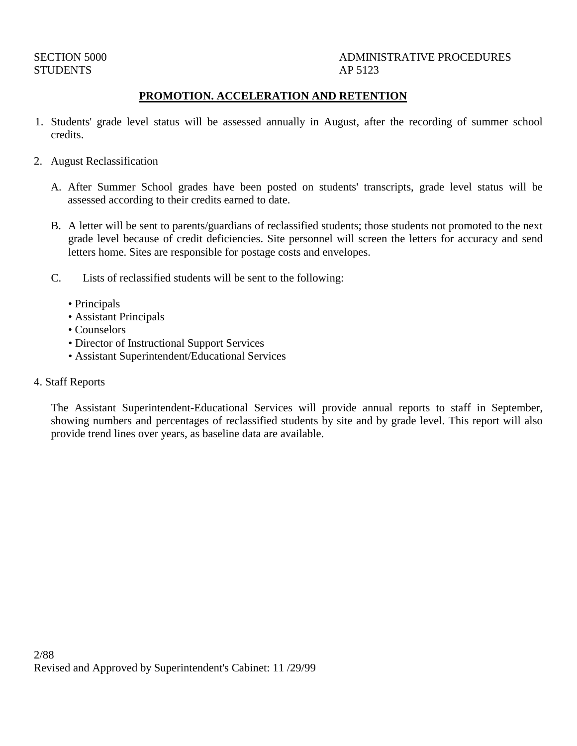SECTION 5000
STUDENTS

ADMINISTRATIVE PROCEDURES
AP 5123

## PROMOTION. ACCELERATION AND RETENTION

1. Students' grade level status will be assessed annually in August, after the recording of summer school credits.

2. August Reclassification

   A. After Summer School grades have been posted on students' transcripts, grade level status will be assessed according to their credits earned to date.

   B. A letter will be sent to parents/guardians of reclassified students; those students not promoted to the next grade level because of credit deficiencies. Site personnel will screen the letters for accuracy and send letters home. Sites are responsible for postage costs and envelopes.

   C. Lists of reclassified students will be sent to the following:

      - Principals
      - Assistant Principals
      - Counselors
      - Director of Instructional Support Services
      - Assistant Superintendent/Educational Services

4. Staff Reports

   The Assistant Superintendent-Educational Services will provide annual reports to staff in September, showing numbers and percentages of reclassified students by site and by grade level. This report will also provide trend lines over years, as baseline data are available.

2/88
Revised and Approved by Superintendent's Cabinet: 11 /29/99